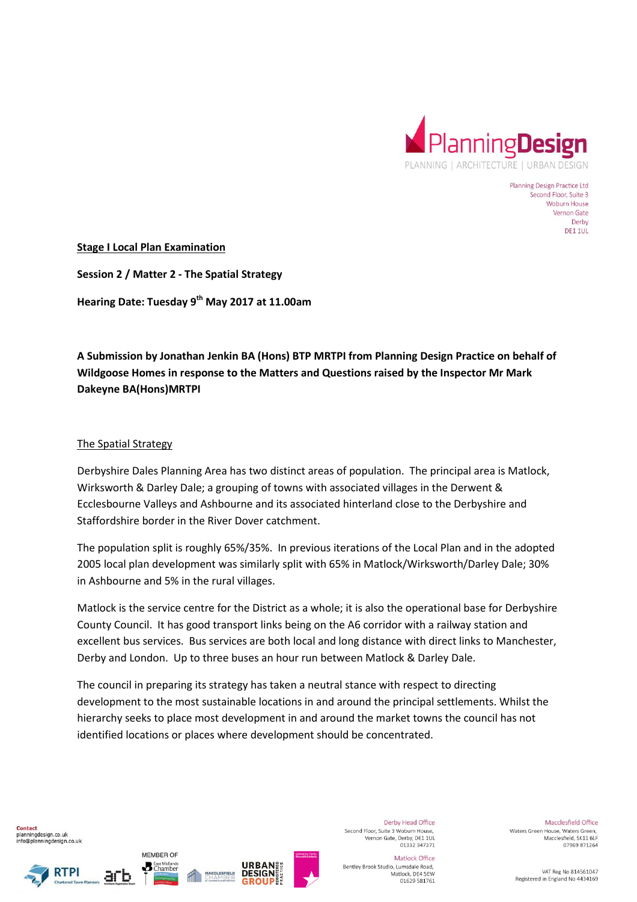PlanningDesign
PLANNING | ARCHITECTURE | URBAN DESIGN

Planning Design Practice Ltd
Second Floor, Suite 3
Woburn House
Vernon Gate
Derby
DE1 1UL

**Stage I Local Plan Examination**

**Session 2 / Matter 2 - The Spatial Strategy**

**Hearing Date: Tuesday 9th May 2017 at 11.00am**

**A Submission by Jonathan Jenkin BA (Hons) BTP MRTPI from Planning Design Practice on behalf of Wildgoose Homes in response to the Matters and Questions raised by the Inspector Mr Mark Dakeyne BA(Hons)MRTPI**

## The Spatial Strategy

Derbyshire Dales Planning Area has two distinct areas of population. The principal area is Matlock, Wirksworth & Darley Dale; a grouping of towns with associated villages in the Derwent & Ecclesbourne Valleys and Ashbourne and its associated hinterland close to the Derbyshire and Staffordshire border in the River Dover catchment.

The population split is roughly 65%/35%. In previous iterations of the Local Plan and in the adopted 2005 local plan development was similarly split with 65% in Matlock/Wirksworth/Darley Dale; 30% in Ashbourne and 5% in the rural villages.

Matlock is the service centre for the District as a whole; it is also the operational base for Derbyshire County Council. It has good transport links being on the A6 corridor with a railway station and excellent bus services. Bus services are both local and long distance with direct links to Manchester, Derby and London. Up to three buses an hour run between Matlock & Darley Dale.

The council in preparing its strategy has taken a neutral stance with respect to directing development to the most sustainable locations in and around the principal settlements. Whilst the hierarchy seeks to place most development in and around the market towns the council has not identified locations or places where development should be concentrated.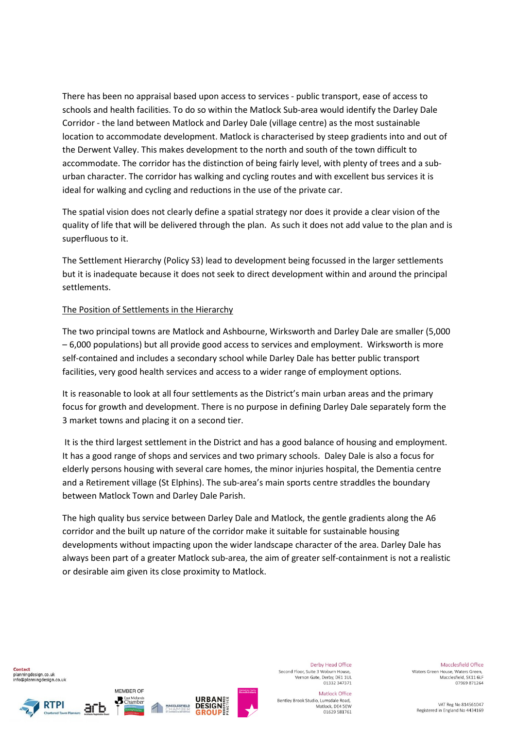There has been no appraisal based upon access to services - public transport, ease of access to schools and health facilities. To do so within the Matlock Sub-area would identify the Darley Dale Corridor - the land between Matlock and Darley Dale (village centre) as the most sustainable location to accommodate development. Matlock is characterised by steep gradients into and out of the Derwent Valley. This makes development to the north and south of the town difficult to accommodate. The corridor has the distinction of being fairly level, with plenty of trees and a sub-urban character. The corridor has walking and cycling routes and with excellent bus services it is ideal for walking and cycling and reductions in the use of the private car.

The spatial vision does not clearly define a spatial strategy nor does it provide a clear vision of the quality of life that will be delivered through the plan. As such it does not add value to the plan and is superfluous to it.

The Settlement Hierarchy (Policy S3) lead to development being focussed in the larger settlements but it is inadequate because it does not seek to direct development within and around the principal settlements.

<u>The Position of Settlements in the Hierarchy</u>

The two principal towns are Matlock and Ashbourne, Wirksworth and Darley Dale are smaller (5,000 – 6,000 populations) but all provide good access to services and employment. Wirksworth is more self-contained and includes a secondary school while Darley Dale has better public transport facilities, very good health services and access to a wider range of employment options.

It is reasonable to look at all four settlements as the District's main urban areas and the primary focus for growth and development. There is no purpose in defining Darley Dale separately form the 3 market towns and placing it on a second tier.

It is the third largest settlement in the District and has a good balance of housing and employment. It has a good range of shops and services and two primary schools. Daley Dale is also a focus for elderly persons housing with several care homes, the minor injuries hospital, the Dementia centre and a Retirement village (St Elphins). The sub-area's main sports centre straddles the boundary between Matlock Town and Darley Dale Parish.

The high quality bus service between Darley Dale and Matlock, the gentle gradients along the A6 corridor and the built up nature of the corridor make it suitable for sustainable housing developments without impacting upon the wider landscape character of the area. Darley Dale has always been part of a greater Matlock sub-area, the aim of greater self-containment is not a realistic or desirable aim given its close proximity to Matlock.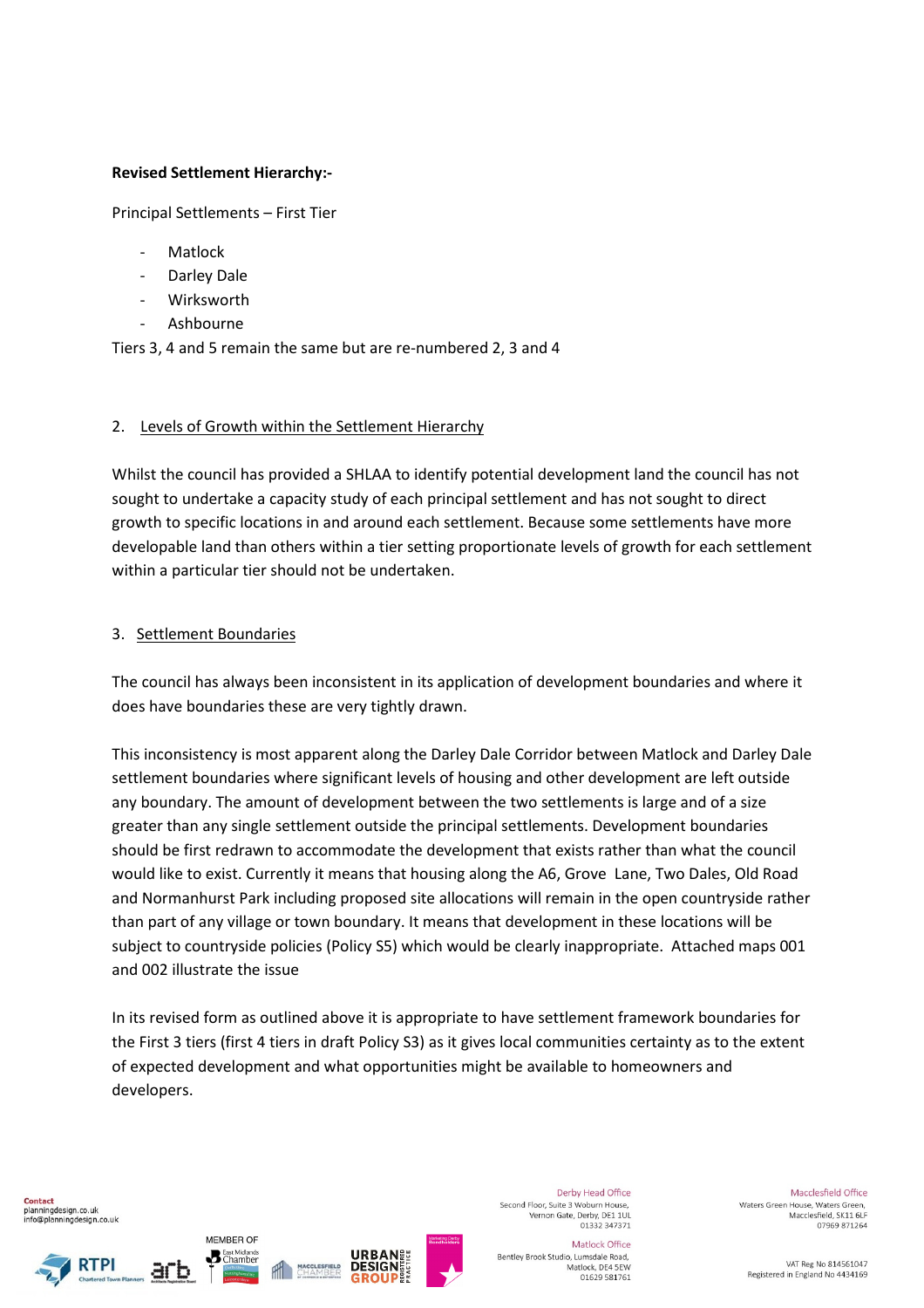**Revised Settlement Hierarchy:-**

Principal Settlements – First Tier

- Matlock
- Darley Dale
- Wirksworth
- Ashbourne

Tiers 3, 4 and 5 remain the same but are re-numbered 2, 3 and 4

2. <u>Levels of Growth within the Settlement Hierarchy</u>

Whilst the council has provided a SHLAA to identify potential development land the council has not sought to undertake a capacity study of each principal settlement and has not sought to direct growth to specific locations in and around each settlement. Because some settlements have more developable land than others within a tier setting proportionate levels of growth for each settlement within a particular tier should not be undertaken.

3. <u>Settlement Boundaries</u>

The council has always been inconsistent in its application of development boundaries and where it does have boundaries these are very tightly drawn.

This inconsistency is most apparent along the Darley Dale Corridor between Matlock and Darley Dale settlement boundaries where significant levels of housing and other development are left outside any boundary. The amount of development between the two settlements is large and of a size greater than any single settlement outside the principal settlements. Development boundaries should be first redrawn to accommodate the development that exists rather than what the council would like to exist. Currently it means that housing along the A6, Grove Lane, Two Dales, Old Road and Normanhurst Park including proposed site allocations will remain in the open countryside rather than part of any village or town boundary. It means that development in these locations will be subject to countryside policies (Policy S5) which would be clearly inappropriate. Attached maps 001 and 002 illustrate the issue

In its revised form as outlined above it is appropriate to have settlement framework boundaries for the First 3 tiers (first 4 tiers in draft Policy S3) as it gives local communities certainty as to the extent of expected development and what opportunities might be available to homeowners and developers.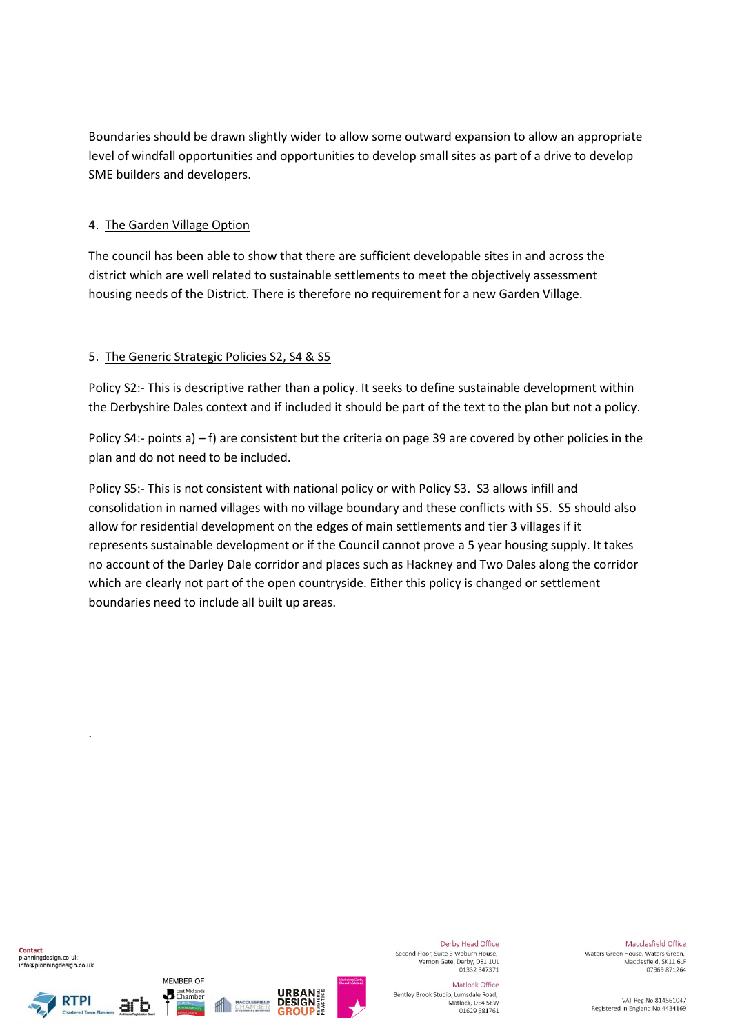Boundaries should be drawn slightly wider to allow some outward expansion to allow an appropriate level of windfall opportunities and opportunities to develop small sites as part of a drive to develop SME builders and developers.

4. The Garden Village Option

The council has been able to show that there are sufficient developable sites in and across the district which are well related to sustainable settlements to meet the objectively assessment housing needs of the District. There is therefore no requirement for a new Garden Village.

5. The Generic Strategic Policies S2, S4 & S5

Policy S2:- This is descriptive rather than a policy. It seeks to define sustainable development within the Derbyshire Dales context and if included it should be part of the text to the plan but not a policy.

Policy S4:- points a) – f) are consistent but the criteria on page 39 are covered by other policies in the plan and do not need to be included.

Policy S5:- This is not consistent with national policy or with Policy S3. S3 allows infill and consolidation in named villages with no village boundary and these conflicts with S5. S5 should also allow for residential development on the edges of main settlements and tier 3 villages if it represents sustainable development or if the Council cannot prove a 5 year housing supply. It takes no account of the Darley Dale corridor and places such as Hackney and Two Dales along the corridor which are clearly not part of the open countryside. Either this policy is changed or settlement boundaries need to include all built up areas.

.